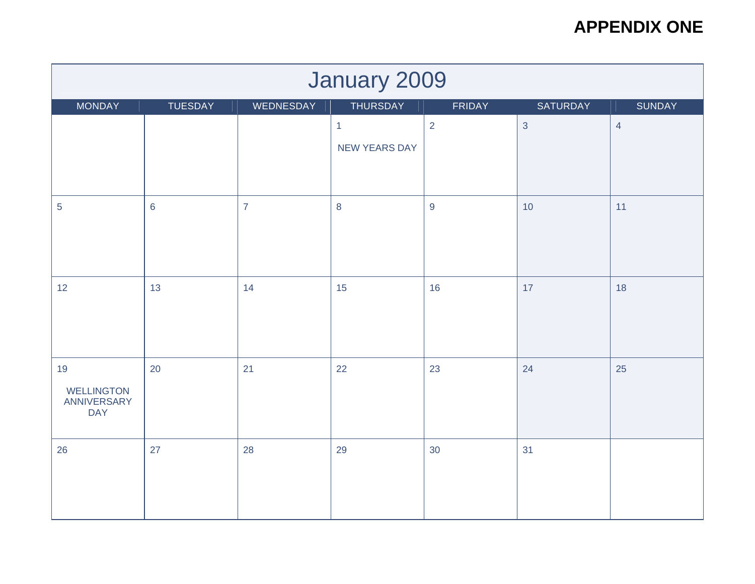**APPENDIX ONE**

# January 2009

| MONDAY | TUESDAY | WEDNESDAY | THURSDAY | FRIDAY | SATURDAY | SUNDAY |
|---|---|---|---|---|---|---|
| | | | 1 NEW YEARS DAY | 2 | 3 | 4 |
| 5 | 6 | 7 | 8 | 9 | 10 | 11 |
| 12 | 13 | 14 | 15 | 16 | 17 | 18 |
| 19 WELLINGTON ANNIVERSARY DAY | 20 | 21 | 22 | 23 | 24 | 25 |
| 26 | 27 | 28 | 29 | 30 | 31 | |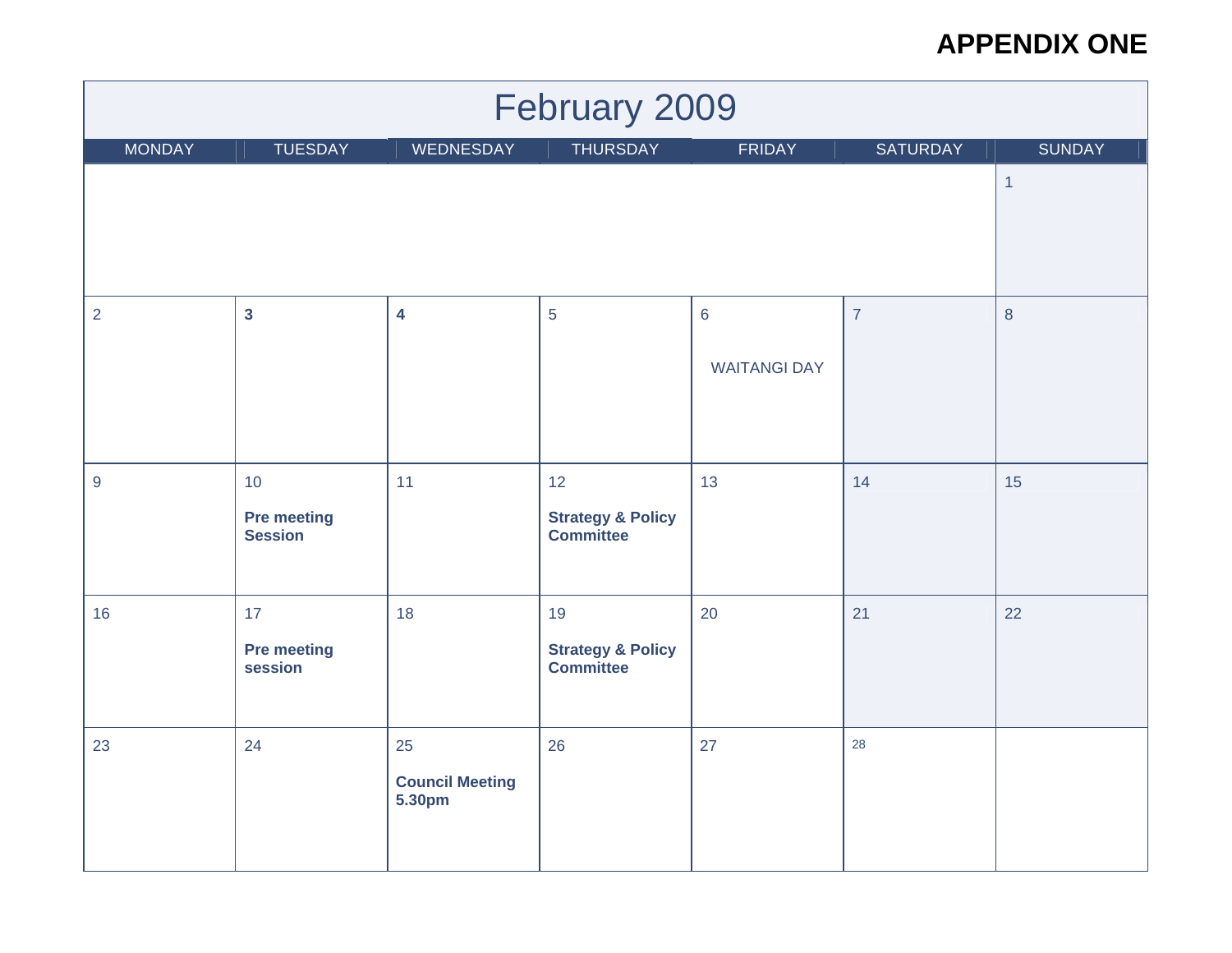**APPENDIX ONE**

# February 2009

| MONDAY | TUESDAY | WEDNESDAY | THURSDAY | FRIDAY | SATURDAY | SUNDAY |
|---|---|---|---|---|---|---|
| | | | | | | 1 |
| 2 | **3** | **4** | 5 | 6<br>WAITANGI DAY | 7 | 8 |
| 9 | 10<br>**Pre meeting Session** | 11 | 12<br>**Strategy & Policy Committee** | 13 | 14 | 15 |
| 16 | 17<br>**Pre meeting session** | 18 | 19<br>**Strategy & Policy Committee** | 20 | 21 | 22 |
| 23 | 24 | 25<br>**Council Meeting 5.30pm** | 26 | 27 | 28 | |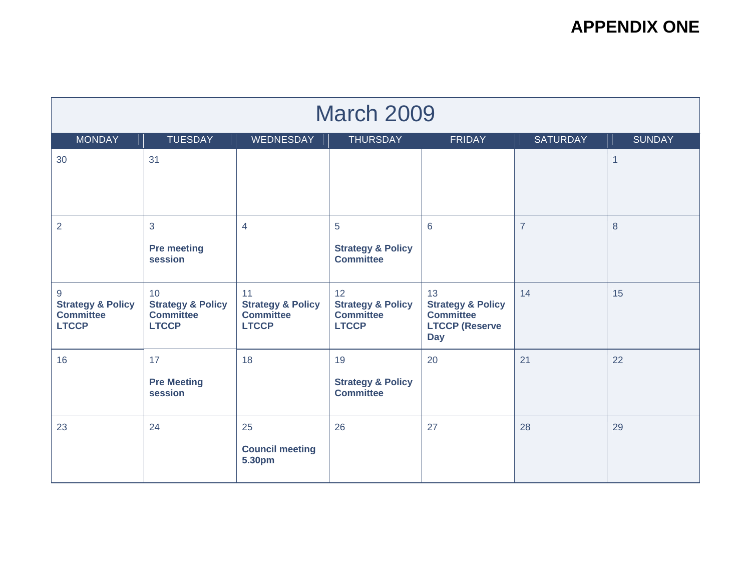# APPENDIX ONE

## March 2009

| MONDAY | TUESDAY | WEDNESDAY | THURSDAY | FRIDAY | SATURDAY | SUNDAY |
|---|---|---|---|---|---|---|
| 30 | 31 | | | | | 1 |
| 2 | 3<br>**Pre meeting session** | 4 | 5<br>**Strategy & Policy Committee** | 6 | 7 | 8 |
| 9<br>**Strategy & Policy Committee LTCCP** | 10<br>**Strategy & Policy Committee LTCCP** | 11<br>**Strategy & Policy Committee LTCCP** | 12<br>**Strategy & Policy Committee LTCCP** | 13<br>**Strategy & Policy Committee LTCCP (Reserve Day** | 14 | 15 |
| 16 | 17<br>**Pre Meeting session** | 18 | 19<br>**Strategy & Policy Committee** | 20 | 21 | 22 |
| 23 | 24 | 25<br>**Council meeting 5.30pm** | 26 | 27 | 28 | 29 |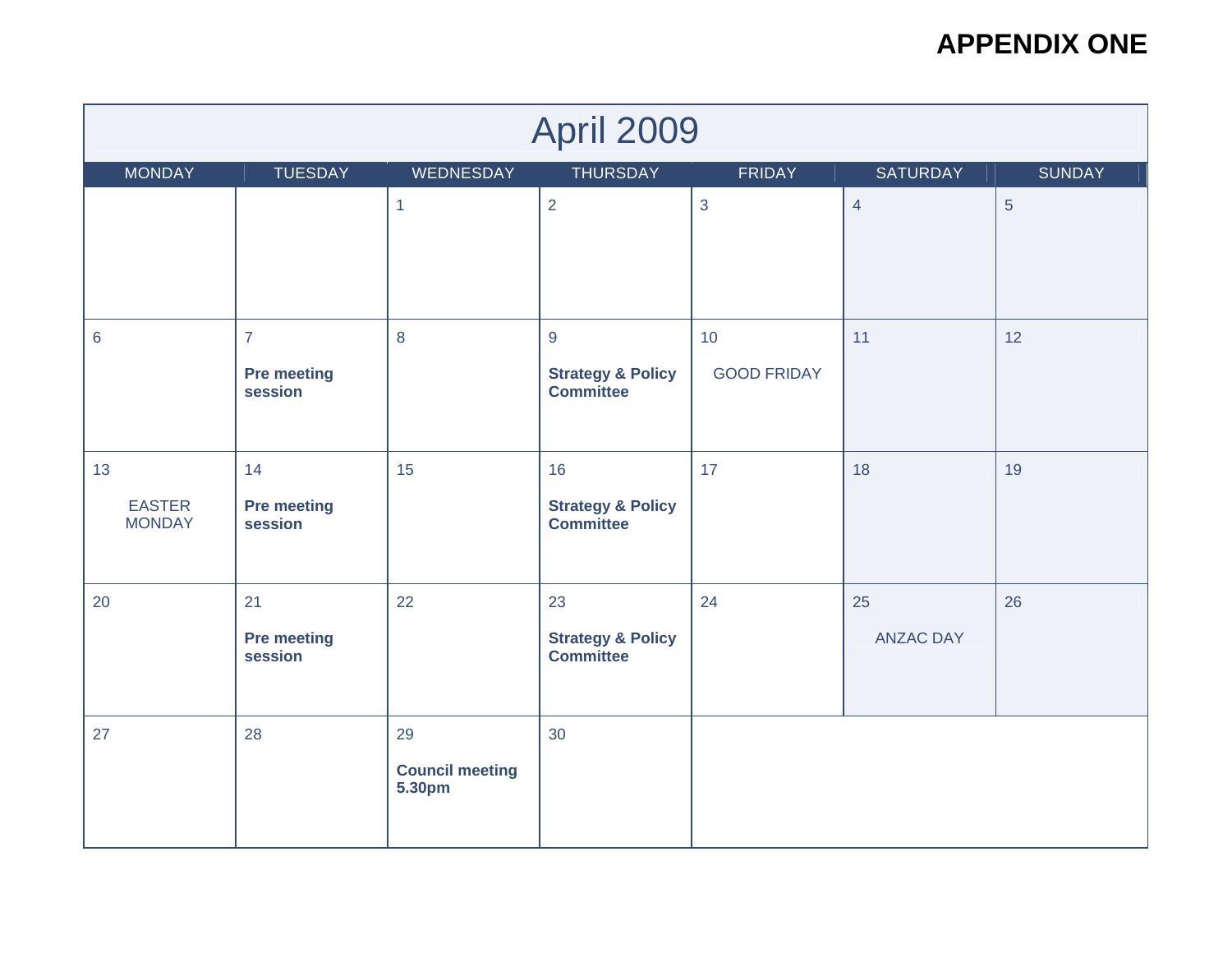# APPENDIX ONE

## April 2009

| MONDAY | TUESDAY | WEDNESDAY | THURSDAY | FRIDAY | SATURDAY | SUNDAY |
|---|---|---|---|---|---|---|
| | | 1 | 2 | 3 | 4 | 5 |
| 6 | 7 **Pre meeting session** | 8 | 9 **Strategy & Policy Committee** | 10 GOOD FRIDAY | 11 | 12 |
| 13 EASTER MONDAY | 14 **Pre meeting session** | 15 | 16 **Strategy & Policy Committee** | 17 | 18 | 19 |
| 20 | 21 **Pre meeting session** | 22 | 23 **Strategy & Policy Committee** | 24 | 25 ANZAC DAY | 26 |
| 27 | 28 | 29 **Council meeting 5.30pm** | 30 | | | |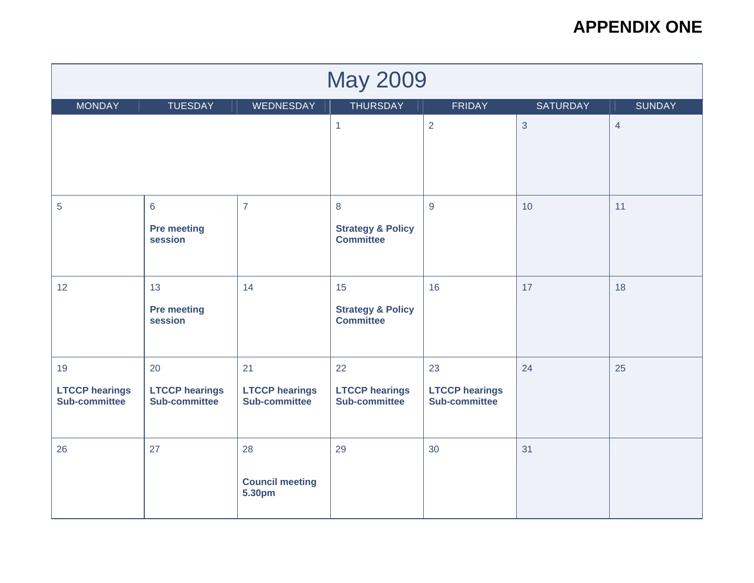# APPENDIX ONE

| May 2009 | | | | | | |
|---|---|---|---|---|---|---|
| **MONDAY** | **TUESDAY** | **WEDNESDAY** | **THURSDAY** | **FRIDAY** | **SATURDAY** | **SUNDAY** |
| | | | 1 | 2 | 3 | 4 |
| 5 | 6 **Pre meeting session** | 7 | 8 **Strategy & Policy Committee** | 9 | 10 | 11 |
| 12 | 13 **Pre meeting session** | 14 | 15 **Strategy & Policy Committee** | 16 | 17 | 18 |
| 19 **LTCCP hearings Sub-committee** | 20 **LTCCP hearings Sub-committee** | 21 **LTCCP hearings Sub-committee** | 22 **LTCCP hearings Sub-committee** | 23 **LTCCP hearings Sub-committee** | 24 | 25 |
| 26 | 27 | 28 **Council meeting 5.30pm** | 29 | 30 | 31 | |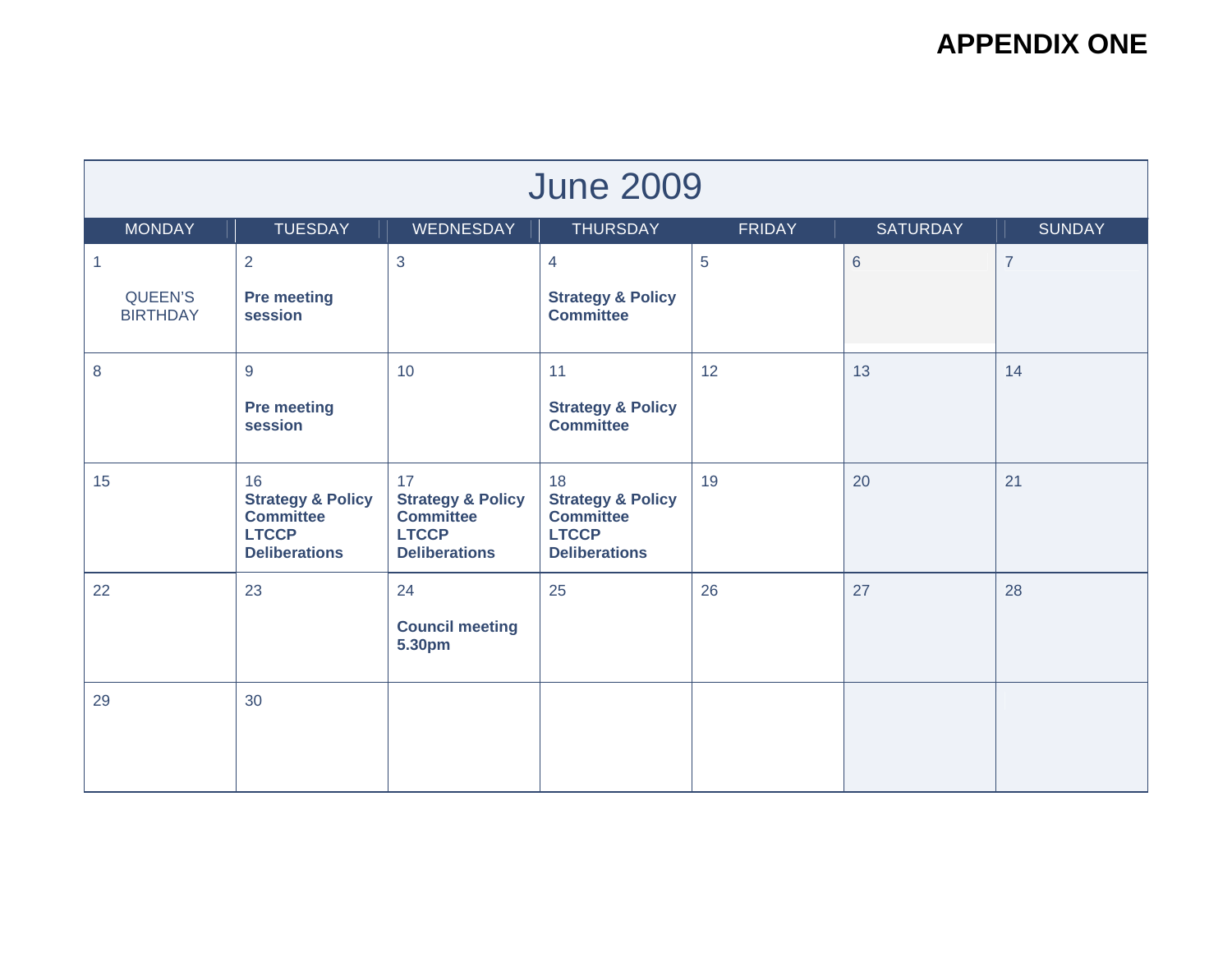# APPENDIX ONE

## June 2009

| MONDAY | TUESDAY | WEDNESDAY | THURSDAY | FRIDAY | SATURDAY | SUNDAY |
|---|---|---|---|---|---|---|
| 1<br>QUEEN'S BIRTHDAY | 2<br>**Pre meeting session** | 3 | 4<br>**Strategy & Policy Committee** | 5 | 6 | 7 |
| 8 | 9<br>**Pre meeting session** | 10 | 11<br>**Strategy & Policy Committee** | 12 | 13 | 14 |
| 15 | 16<br>**Strategy & Policy Committee LTCCP Deliberations** | 17<br>**Strategy & Policy Committee LTCCP Deliberations** | 18<br>**Strategy & Policy Committee LTCCP Deliberations** | 19 | 20 | 21 |
| 22 | 23 | 24<br>**Council meeting 5.30pm** | 25 | 26 | 27 | 28 |
| 29 | 30 | | | | | |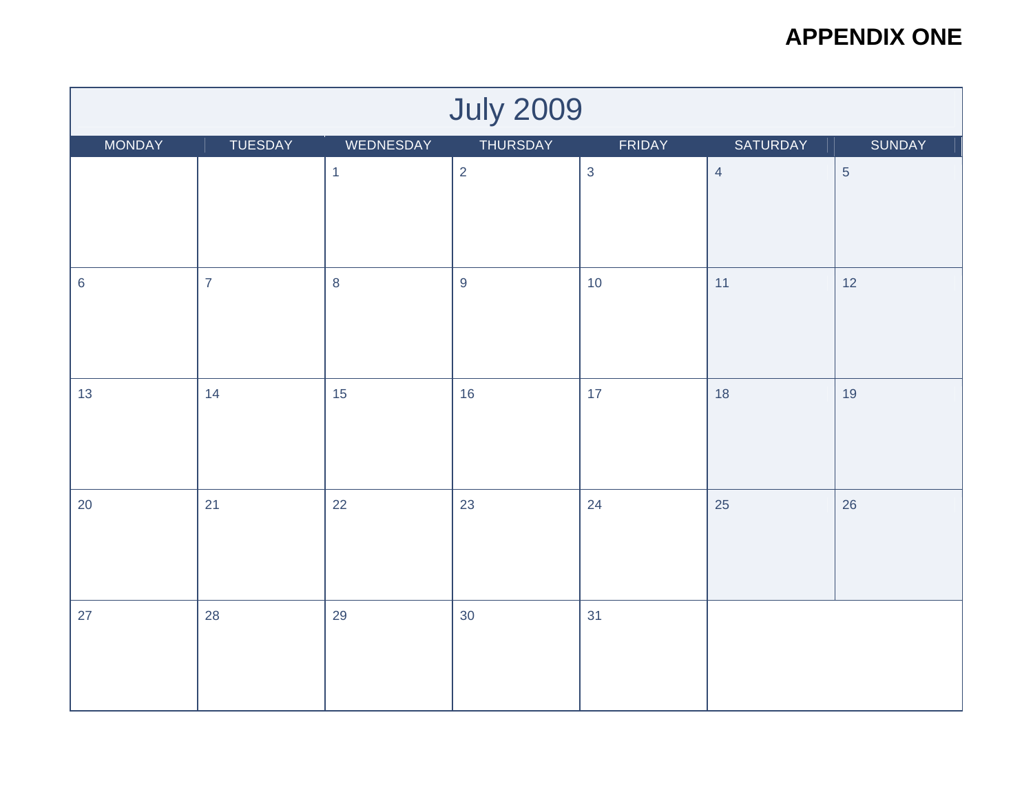**APPENDIX ONE**

| July 2009 | | | | | | |
|---|---|---|---|---|---|---|
| MONDAY | TUESDAY | WEDNESDAY | THURSDAY | FRIDAY | SATURDAY | SUNDAY |
| | | 1 | 2 | 3 | 4 | 5 |
| 6 | 7 | 8 | 9 | 10 | 11 | 12 |
| 13 | 14 | 15 | 16 | 17 | 18 | 19 |
| 20 | 21 | 22 | 23 | 24 | 25 | 26 |
| 27 | 28 | 29 | 30 | 31 | | |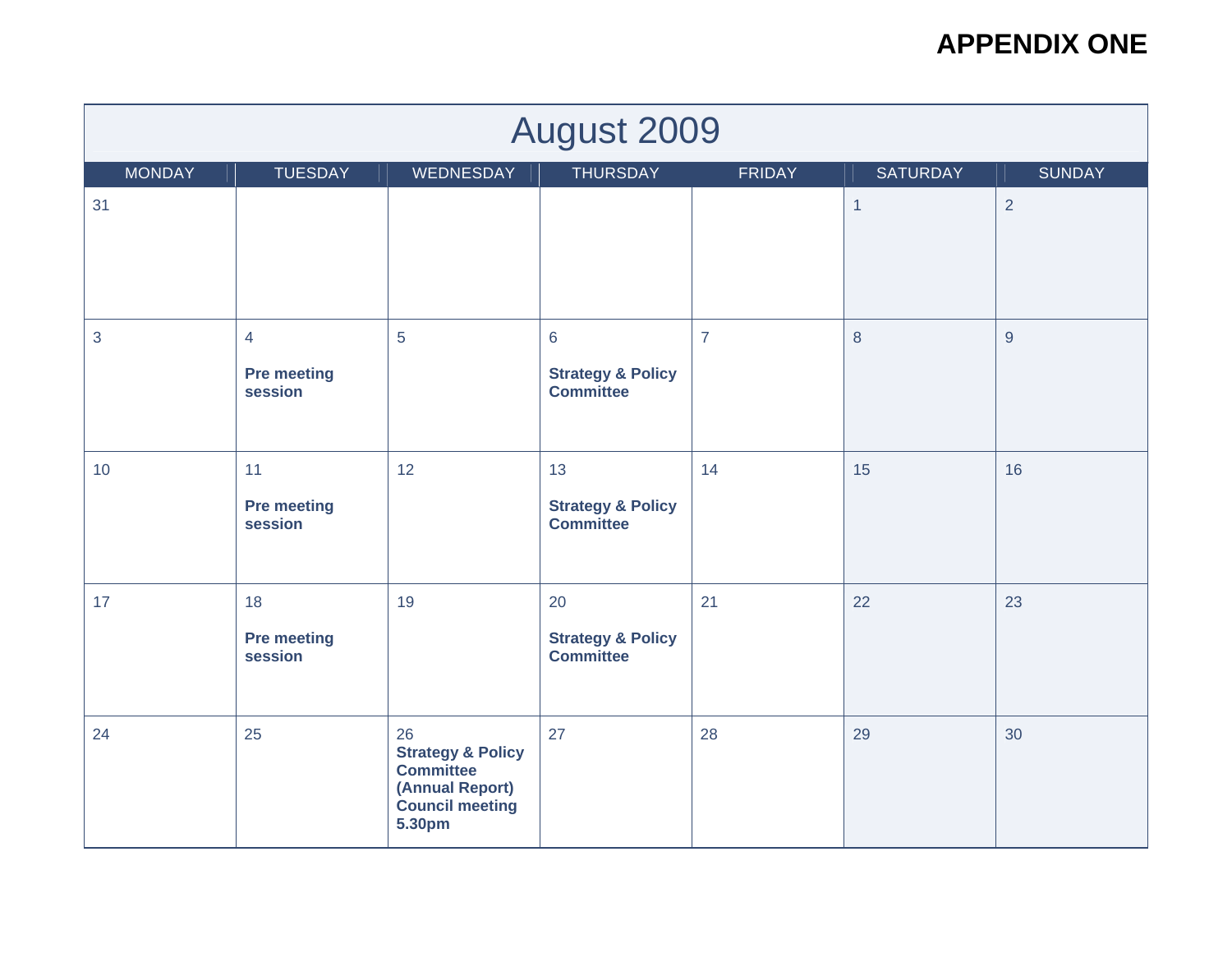**APPENDIX ONE**

| August 2009 | | | | | | |
|---|---|---|---|---|---|---|
| MONDAY | TUESDAY | WEDNESDAY | THURSDAY | FRIDAY | SATURDAY | SUNDAY |
| 31 | | | | | 1 | 2 |
| 3 | 4<br>**Pre meeting session** | 5 | 6<br>**Strategy & Policy Committee** | 7 | 8 | 9 |
| 10 | 11<br>**Pre meeting session** | 12 | 13<br>**Strategy & Policy Committee** | 14 | 15 | 16 |
| 17 | 18<br>**Pre meeting session** | 19 | 20<br>**Strategy & Policy Committee** | 21 | 22 | 23 |
| 24 | 25 | 26<br>**Strategy & Policy Committee (Annual Report) Council meeting 5.30pm** | 27 | 28 | 29 | 30 |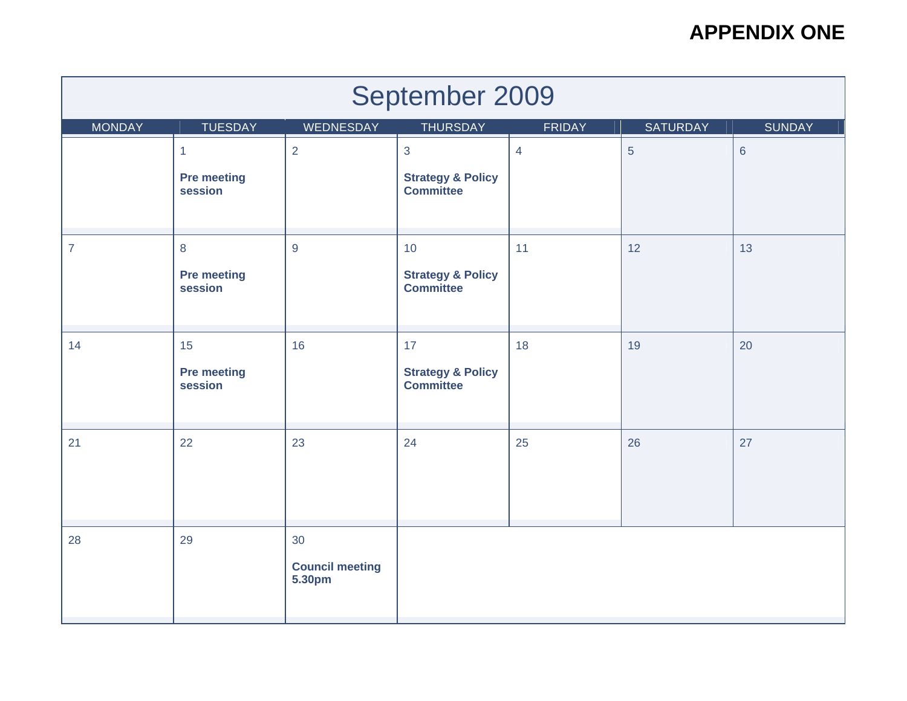**APPENDIX ONE**

# September 2009

| MONDAY | TUESDAY | WEDNESDAY | THURSDAY | FRIDAY | SATURDAY | SUNDAY |
|---|---|---|---|---|---|---|
| | 1<br>**Pre meeting session** | 2 | 3<br>**Strategy & Policy Committee** | 4 | 5 | 6 |
| 7 | 8<br>**Pre meeting session** | 9 | 10<br>**Strategy & Policy Committee** | 11 | 12 | 13 |
| 14 | 15<br>**Pre meeting session** | 16 | 17<br>**Strategy & Policy Committee** | 18 | 19 | 20 |
| 21 | 22 | 23 | 24 | 25 | 26 | 27 |
| 28 | 29 | 30<br>**Council meeting 5.30pm** | | | | |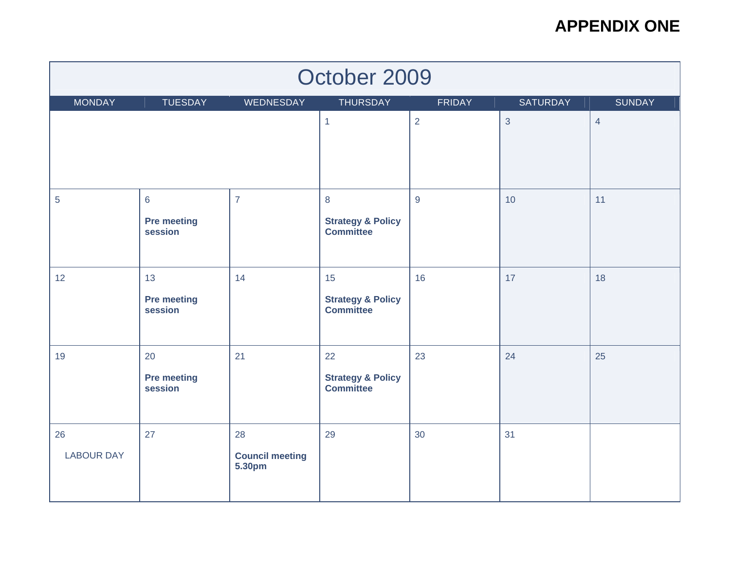**APPENDIX ONE**

# October 2009

| MONDAY | TUESDAY | WEDNESDAY | THURSDAY | FRIDAY | SATURDAY | SUNDAY |
|---|---|---|---|---|---|---|
| | | | 1 | 2 | 3 | 4 |
| 5 | 6<br>**Pre meeting session** | 7 | 8<br>**Strategy & Policy Committee** | 9 | 10 | 11 |
| 12 | 13<br>**Pre meeting session** | 14 | 15<br>**Strategy & Policy Committee** | 16 | 17 | 18 |
| 19 | 20<br>**Pre meeting session** | 21 | 22<br>**Strategy & Policy Committee** | 23 | 24 | 25 |
| 26<br>LABOUR DAY | 27 | 28<br>**Council meeting 5.30pm** | 29 | 30 | 31 | |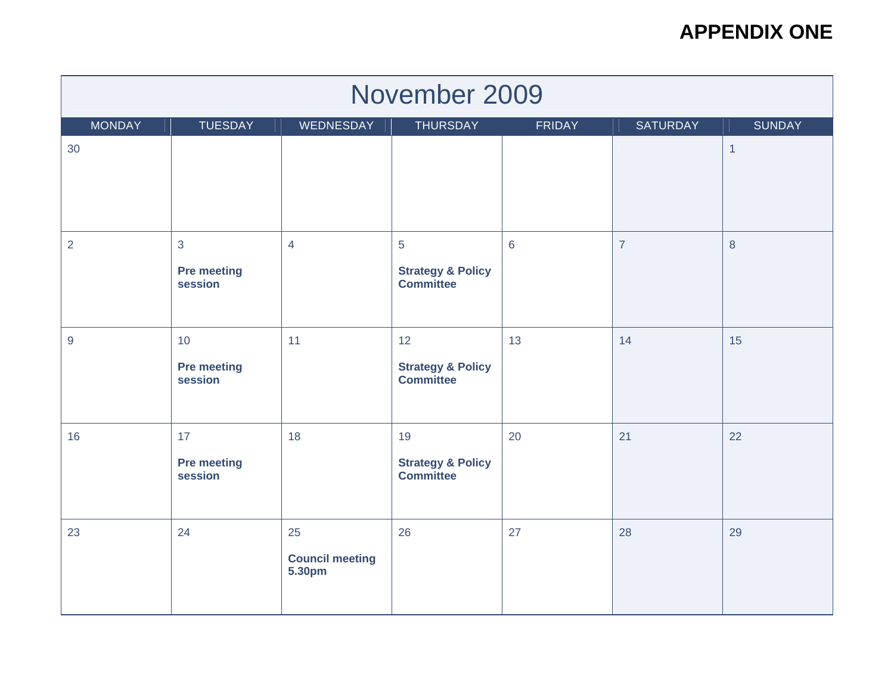# APPENDIX ONE

## November 2009

| MONDAY | TUESDAY | WEDNESDAY | THURSDAY | FRIDAY | SATURDAY | SUNDAY |
|---|---|---|---|---|---|---|
| 30 | | | | | | 1 |
| 2 | 3 **Pre meeting session** | 4 | 5 **Strategy & Policy Committee** | 6 | 7 | 8 |
| 9 | 10 **Pre meeting session** | 11 | 12 **Strategy & Policy Committee** | 13 | 14 | 15 |
| 16 | 17 **Pre meeting session** | 18 | 19 **Strategy & Policy Committee** | 20 | 21 | 22 |
| 23 | 24 | 25 **Council meeting 5.30pm** | 26 | 27 | 28 | 29 |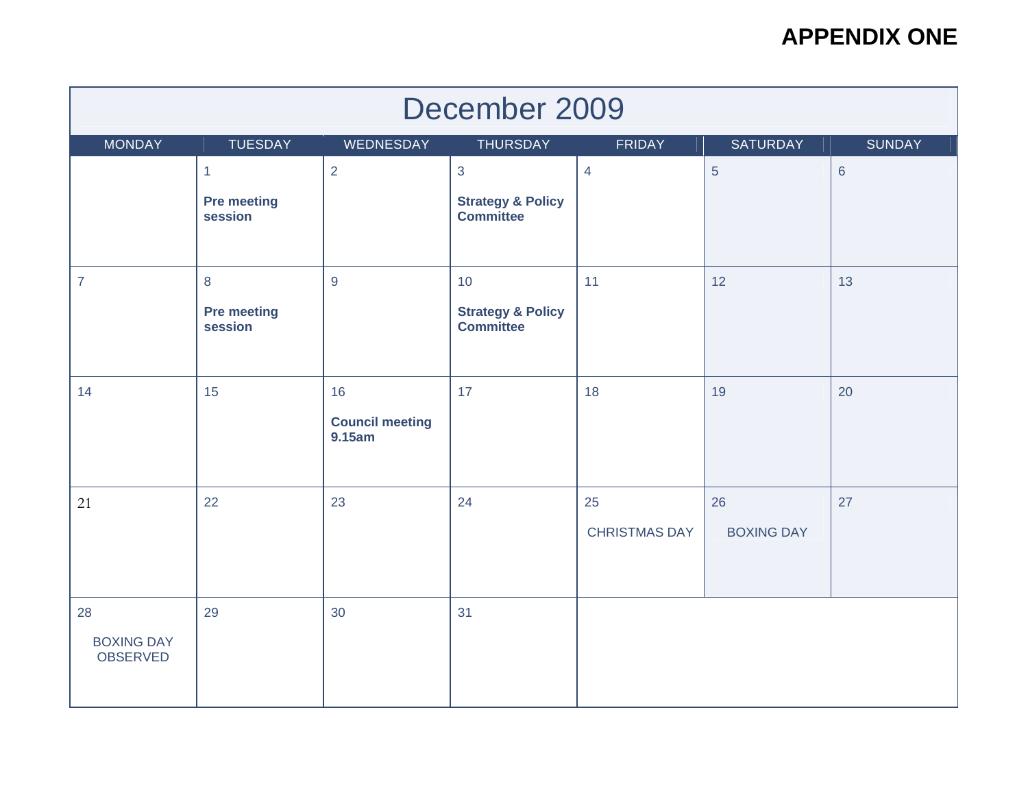**APPENDIX ONE**

| December 2009 | | | | | | |
|---|---|---|---|---|---|---|
| MONDAY | TUESDAY | WEDNESDAY | THURSDAY | FRIDAY | SATURDAY | SUNDAY |
| | 1 **Pre meeting session** | 2 | 3 **Strategy & Policy Committee** | 4 | 5 | 6 |
| 7 | 8 **Pre meeting session** | 9 | 10 **Strategy & Policy Committee** | 11 | 12 | 13 |
| 14 | 15 | 16 **Council meeting 9.15am** | 17 | 18 | 19 | 20 |
| 21 | 22 | 23 | 24 | 25 CHRISTMAS DAY | 26 BOXING DAY | 27 |
| 28 BOXING DAY OBSERVED | 29 | 30 | 31 | | | |